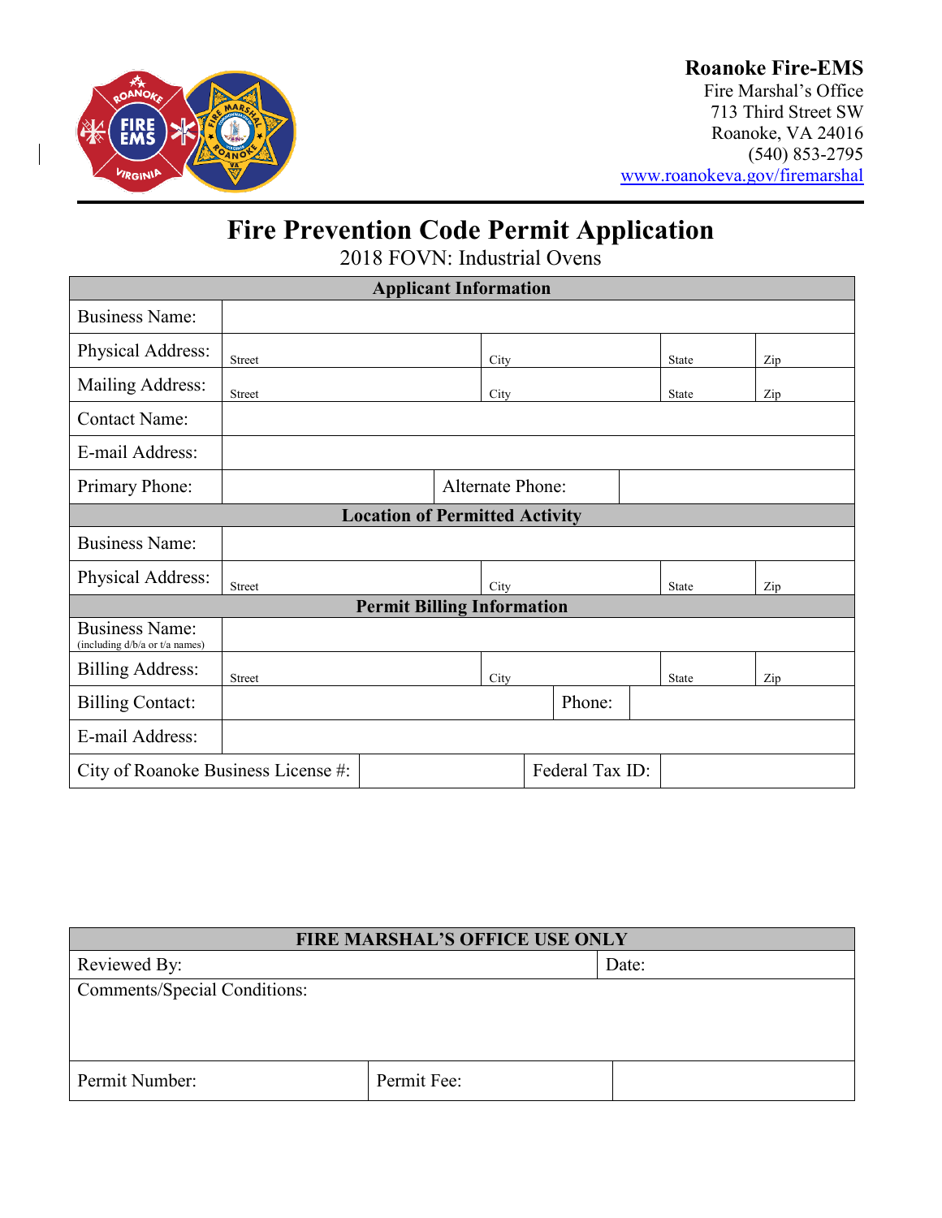**Roanoke Fire-EMS**
Fire Marshal's Office
713 Third Street SW
Roanoke, VA 24016
(540) 853-2795
www.roanokeva.gov/firemarshal

# Fire Prevention Code Permit Application

2018 FOVN: Industrial Ovens

| Applicant Information | | | | |
|---|---|---|---|---|
| Business Name: | | | | |
| Physical Address: | Street | City | State | Zip |
| Mailing Address: | Street | City | State | Zip |
| Contact Name: | | | | |
| E-mail Address: | | | | |
| Primary Phone: | | Alternate Phone: | | |
| **Location of Permitted Activity** | | | | |
| Business Name: | | | | |
| Physical Address: | Street | City | State | Zip |
| **Permit Billing Information** | | | | |
| Business Name: (including d/b/a or t/a names) | | | | |
| Billing Address: | Street | City | State | Zip |
| Billing Contact: | | Phone: | | |
| E-mail Address: | | | | |
| City of Roanoke Business License #: | | Federal Tax ID: | | |

| FIRE MARSHAL'S OFFICE USE ONLY | | |
|---|---|---|
| Reviewed By: | | Date: |
| Comments/Special Conditions: | | |
| Permit Number: | Permit Fee: | |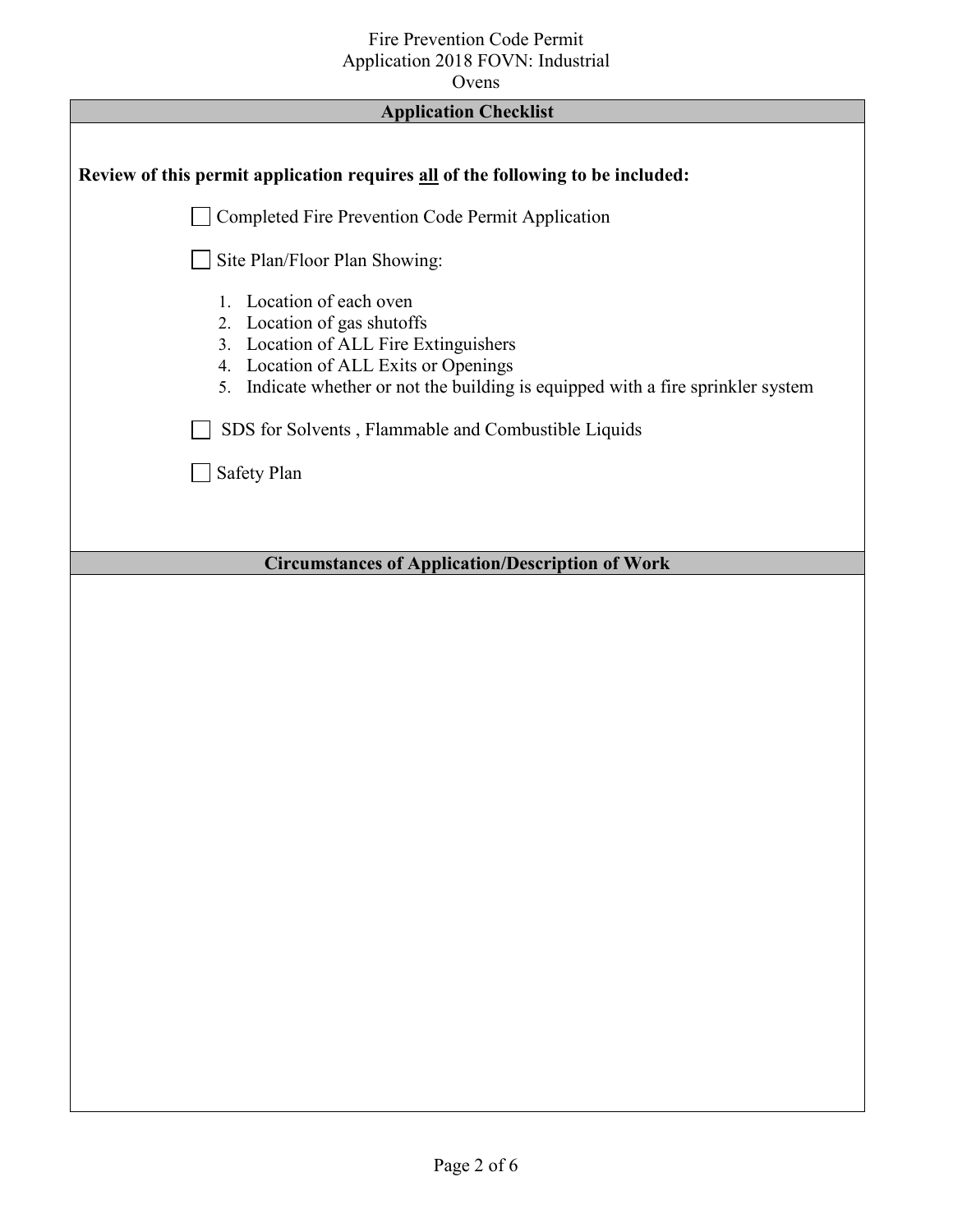## Application Checklist

**Review of this permit application requires <u>all</u> of the following to be included:**

- [ ] Completed Fire Prevention Code Permit Application
- [ ] Site Plan/Floor Plan Showing:
  1. Location of each oven
  2. Location of gas shutoffs
  3. Location of ALL Fire Extinguishers
  4. Location of ALL Exits or Openings
  5. Indicate whether or not the building is equipped with a fire sprinkler system
- [ ] SDS for Solvents , Flammable and Combustible Liquids
- [ ] Safety Plan

## Circumstances of Application/Description of Work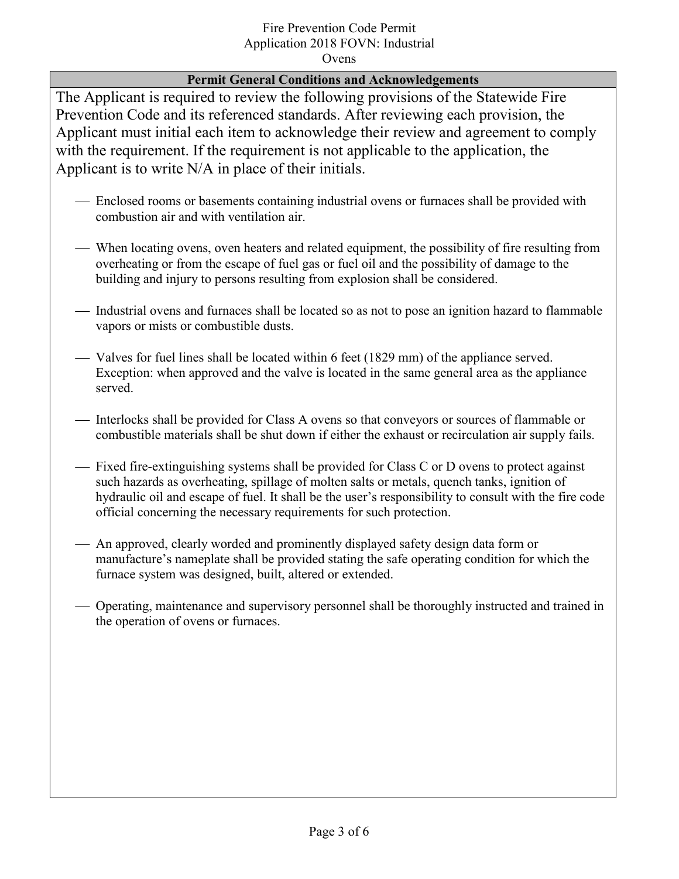## Permit General Conditions and Acknowledgements

The Applicant is required to review the following provisions of the Statewide Fire Prevention Code and its referenced standards. After reviewing each provision, the Applicant must initial each item to acknowledge their review and agreement to comply with the requirement. If the requirement is not applicable to the application, the Applicant is to write N/A in place of their initials.

- ___ Enclosed rooms or basements containing industrial ovens or furnaces shall be provided with combustion air and with ventilation air.
- ___ When locating ovens, oven heaters and related equipment, the possibility of fire resulting from overheating or from the escape of fuel gas or fuel oil and the possibility of damage to the building and injury to persons resulting from explosion shall be considered.
- ___ Industrial ovens and furnaces shall be located so as not to pose an ignition hazard to flammable vapors or mists or combustible dusts.
- ___ Valves for fuel lines shall be located within 6 feet (1829 mm) of the appliance served. Exception: when approved and the valve is located in the same general area as the appliance served.
- ___ Interlocks shall be provided for Class A ovens so that conveyors or sources of flammable or combustible materials shall be shut down if either the exhaust or recirculation air supply fails.
- ___ Fixed fire-extinguishing systems shall be provided for Class C or D ovens to protect against such hazards as overheating, spillage of molten salts or metals, quench tanks, ignition of hydraulic oil and escape of fuel. It shall be the user's responsibility to consult with the fire code official concerning the necessary requirements for such protection.
- ___ An approved, clearly worded and prominently displayed safety design data form or manufacture's nameplate shall be provided stating the safe operating condition for which the furnace system was designed, built, altered or extended.
- ___ Operating, maintenance and supervisory personnel shall be thoroughly instructed and trained in the operation of ovens or furnaces.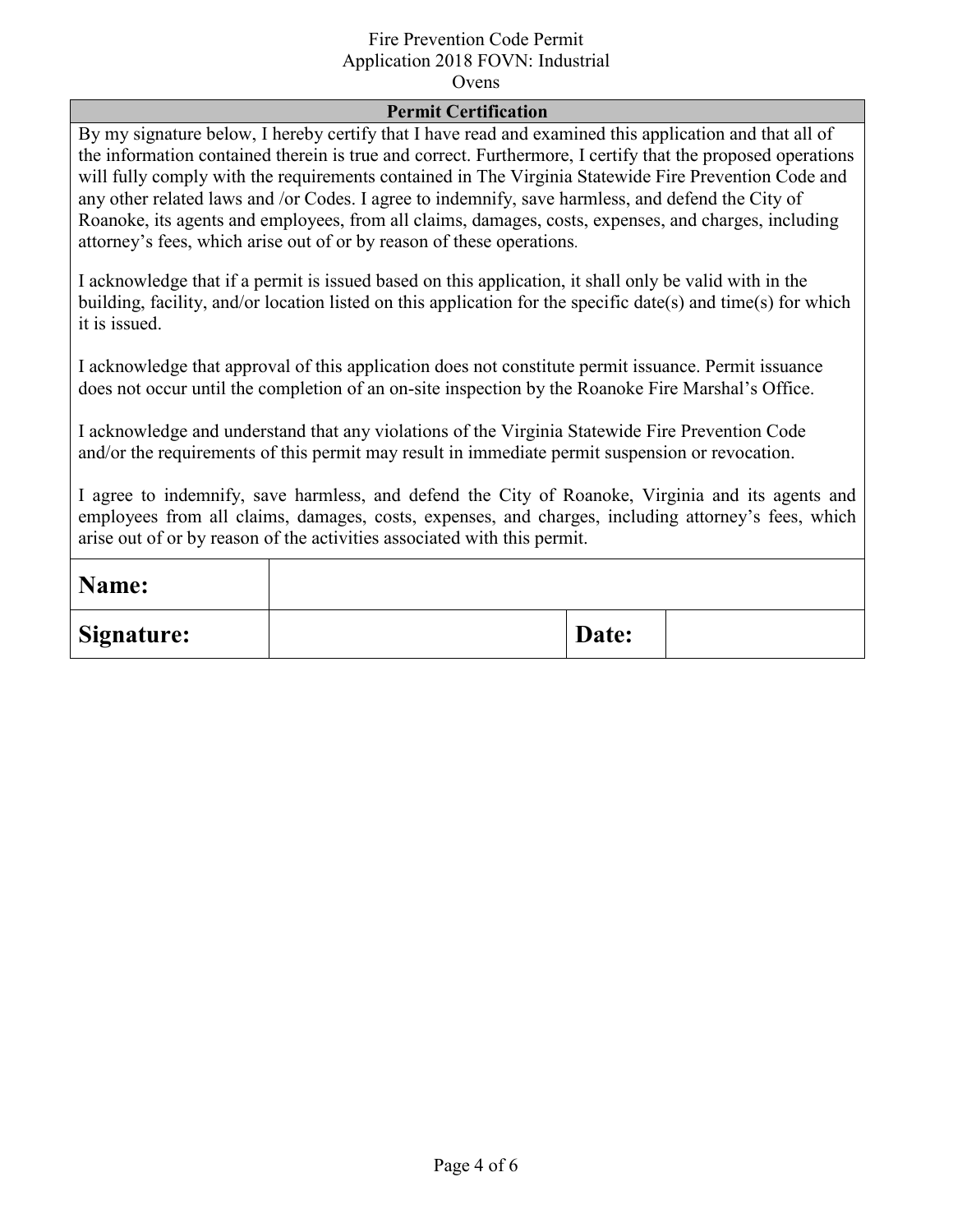## Permit Certification

By my signature below, I hereby certify that I have read and examined this application and that all of the information contained therein is true and correct. Furthermore, I certify that the proposed operations will fully comply with the requirements contained in The Virginia Statewide Fire Prevention Code and any other related laws and /or Codes. I agree to indemnify, save harmless, and defend the City of Roanoke, its agents and employees, from all claims, damages, costs, expenses, and charges, including attorney's fees, which arise out of or by reason of these operations.

I acknowledge that if a permit is issued based on this application, it shall only be valid with in the building, facility, and/or location listed on this application for the specific date(s) and time(s) for which it is issued.

I acknowledge that approval of this application does not constitute permit issuance. Permit issuance does not occur until the completion of an on-site inspection by the Roanoke Fire Marshal's Office.

I acknowledge and understand that any violations of the Virginia Statewide Fire Prevention Code and/or the requirements of this permit may result in immediate permit suspension or revocation.

I agree to indemnify, save harmless, and defend the City of Roanoke, Virginia and its agents and employees from all claims, damages, costs, expenses, and charges, including attorney's fees, which arise out of or by reason of the activities associated with this permit.

| **Name:** | | | |
|---|---|---|---|
| **Signature:** | | **Date:** | |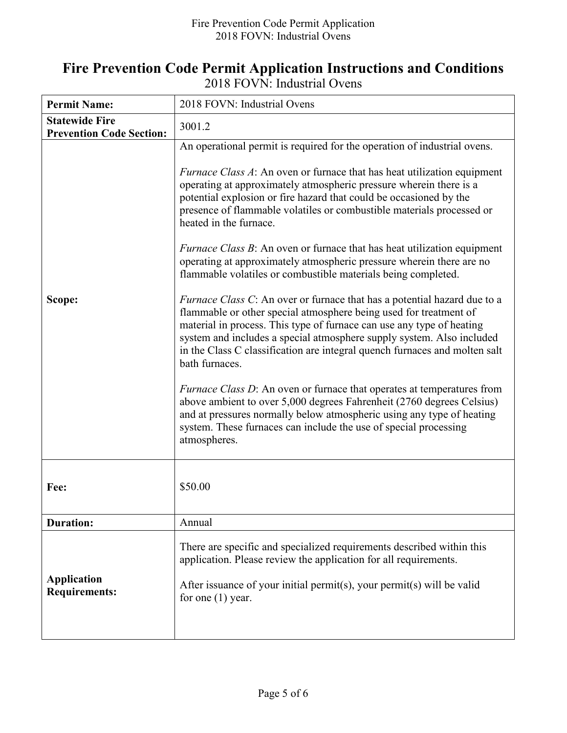# Fire Prevention Code Permit Application Instructions and Conditions

2018 FOVN: Industrial Ovens

| | |
|---|---|
| **Permit Name:** | 2018 FOVN: Industrial Ovens |
| **Statewide Fire Prevention Code Section:** | 3001.2 |
| **Scope:** | An operational permit is required for the operation of industrial ovens.<br><br>*Furnace Class A*: An oven or furnace that has heat utilization equipment operating at approximately atmospheric pressure wherein there is a potential explosion or fire hazard that could be occasioned by the presence of flammable volatiles or combustible materials processed or heated in the furnace.<br><br>*Furnace Class B*: An oven or furnace that has heat utilization equipment operating at approximately atmospheric pressure wherein there are no flammable volatiles or combustible materials being completed.<br><br>*Furnace Class C*: An over or furnace that has a potential hazard due to a flammable or other special atmosphere being used for treatment of material in process. This type of furnace can use any type of heating system and includes a special atmosphere supply system. Also included in the Class C classification are integral quench furnaces and molten salt bath furnaces.<br><br>*Furnace Class D*: An oven or furnace that operates at temperatures from above ambient to over 5,000 degrees Fahrenheit (2760 degrees Celsius) and at pressures normally below atmospheric using any type of heating system. These furnaces can include the use of special processing atmospheres. |
| **Fee:** | $50.00 |
| **Duration:** | Annual |
| **Application Requirements:** | There are specific and specialized requirements described within this application. Please review the application for all requirements.<br><br>After issuance of your initial permit(s), your permit(s) will be valid for one (1) year. |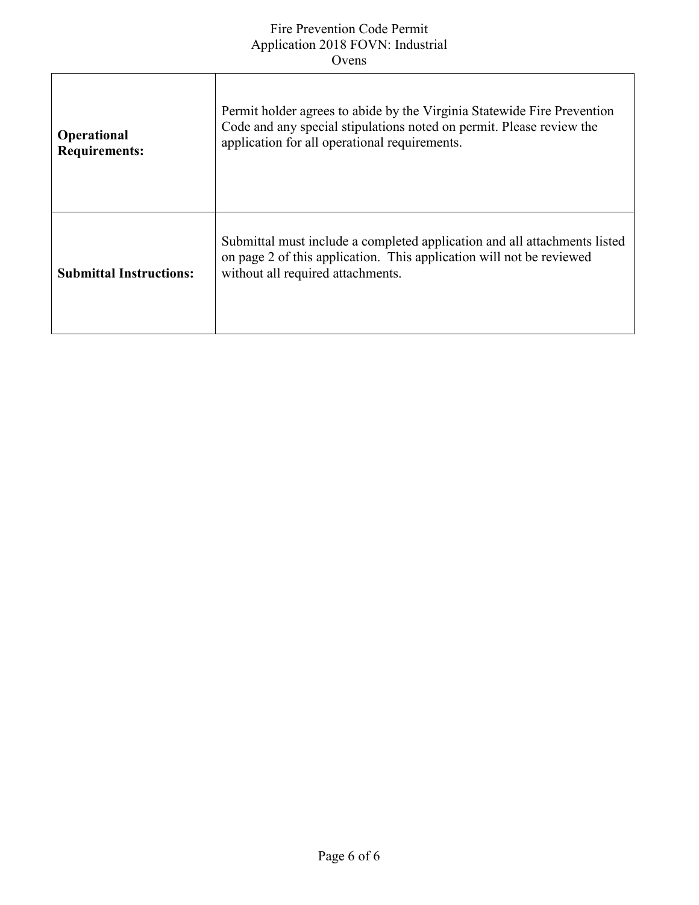| | |
|---|---|
| **Operational Requirements:** | Permit holder agrees to abide by the Virginia Statewide Fire Prevention Code and any special stipulations noted on permit. Please review the application for all operational requirements. |
| **Submittal Instructions:** | Submittal must include a completed application and all attachments listed on page 2 of this application. This application will not be reviewed without all required attachments. |